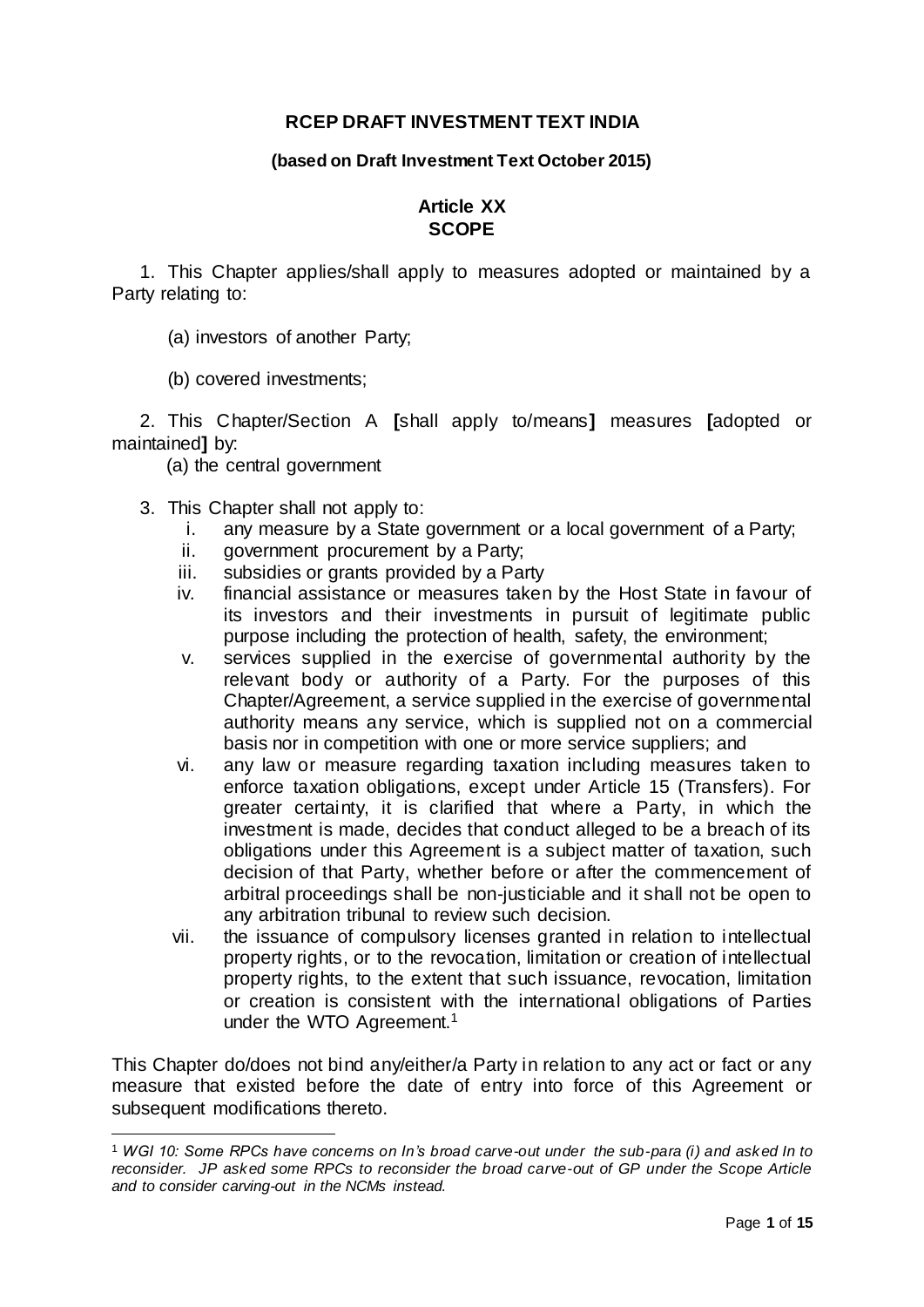**RCEP DRAFT INVESTMENT TEXT INDIA**

**(based on Draft Investment Text October 2015)**

**Article XX**
**SCOPE**

1. This Chapter applies/shall apply to measures adopted or maintained by a Party relating to:

   (a) investors of another Party;

   (b) covered investments;

2. This Chapter/Section A **[**shall apply to/means**]** measures **[**adopted or maintained**]** by:

   (a) the central government

3. This Chapter shall not apply to:

   i. any measure by a State government or a local government of a Party;

   ii. government procurement by a Party;

   iii. subsidies or grants provided by a Party

   iv. financial assistance or measures taken by the Host State in favour of its investors and their investments in pursuit of legitimate public purpose including the protection of health, safety, the environment;

   v. services supplied in the exercise of governmental authority by the relevant body or authority of a Party. For the purposes of this Chapter/Agreement, a service supplied in the exercise of governmental authority means any service, which is supplied not on a commercial basis nor in competition with one or more service suppliers; and

   vi. any law or measure regarding taxation including measures taken to enforce taxation obligations, except under Article 15 (Transfers). For greater certainty, it is clarified that where a Party, in which the investment is made, decides that conduct alleged to be a breach of its obligations under this Agreement is a subject matter of taxation, such decision of that Party, whether before or after the commencement of arbitral proceedings shall be non-justiciable and it shall not be open to any arbitration tribunal to review such decision.

   vii. the issuance of compulsory licenses granted in relation to intellectual property rights, or to the revocation, limitation or creation of intellectual property rights, to the extent that such issuance, revocation, limitation or creation is consistent with the international obligations of Parties under the WTO Agreement.[1]

This Chapter do/does not bind any/either/a Party in relation to any act or fact or any measure that existed before the date of entry into force of this Agreement or subsequent modifications thereto.

[1] *WGI 10: Some RPCs have concerns on In's broad carve-out under the sub-para (i) and asked In to reconsider. JP asked some RPCs to reconsider the broad carve-out of GP under the Scope Article and to consider carving-out in the NCMs instead.*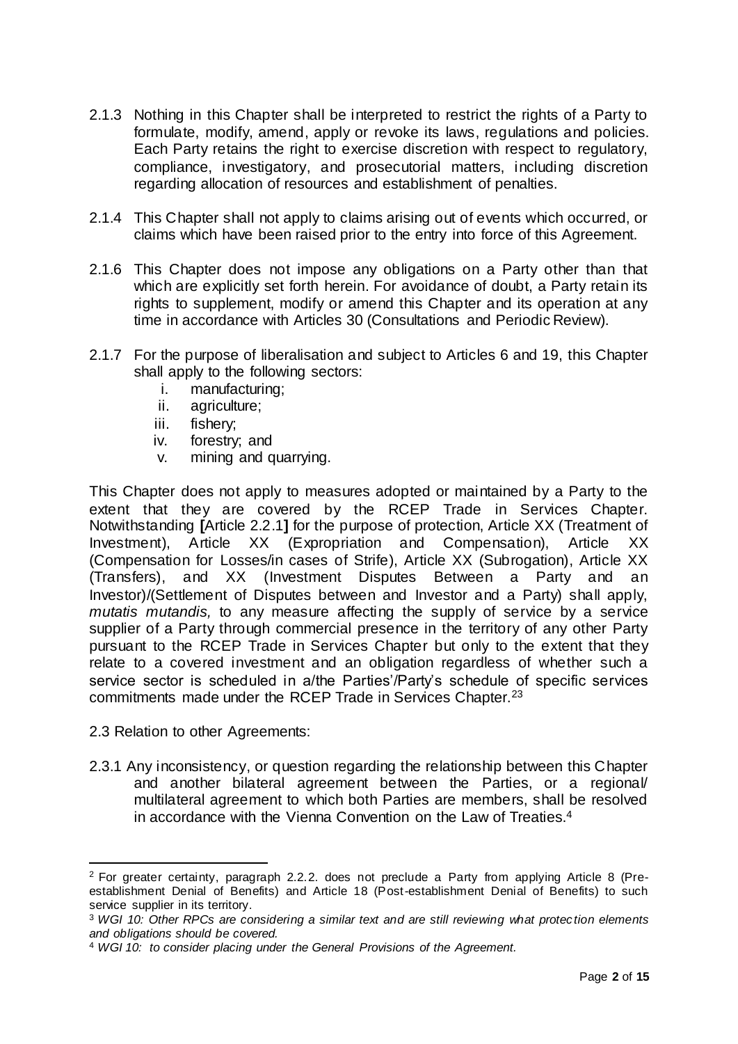2.1.3 Nothing in this Chapter shall be interpreted to restrict the rights of a Party to formulate, modify, amend, apply or revoke its laws, regulations and policies. Each Party retains the right to exercise discretion with respect to regulatory, compliance, investigatory, and prosecutorial matters, including discretion regarding allocation of resources and establishment of penalties.

2.1.4 This Chapter shall not apply to claims arising out of events which occurred, or claims which have been raised prior to the entry into force of this Agreement.

2.1.6 This Chapter does not impose any obligations on a Party other than that which are explicitly set forth herein. For avoidance of doubt, a Party retain its rights to supplement, modify or amend this Chapter and its operation at any time in accordance with Articles 30 (Consultations and Periodic Review).

2.1.7 For the purpose of liberalisation and subject to Articles 6 and 19, this Chapter shall apply to the following sectors:

i. manufacturing;
ii. agriculture;
iii. fishery;
iv. forestry; and
v. mining and quarrying.

This Chapter does not apply to measures adopted or maintained by a Party to the extent that they are covered by the RCEP Trade in Services Chapter. Notwithstanding **[**Article 2.2.1**]** for the purpose of protection, Article XX (Treatment of Investment), Article XX (Expropriation and Compensation), Article XX (Compensation for Losses/in cases of Strife), Article XX (Subrogation), Article XX (Transfers), and XX (Investment Disputes Between a Party and an Investor)/(Settlement of Disputes between and Investor and a Party) shall apply, *mutatis mutandis,* to any measure affecting the supply of service by a service supplier of a Party through commercial presence in the territory of any other Party pursuant to the RCEP Trade in Services Chapter but only to the extent that they relate to a covered investment and an obligation regardless of whether such a service sector is scheduled in a/the Parties'/Party's schedule of specific services commitments made under the RCEP Trade in Services Chapter.[2][3]

2.3 Relation to other Agreements:

2.3.1 Any inconsistency, or question regarding the relationship between this Chapter and another bilateral agreement between the Parties, or a regional/ multilateral agreement to which both Parties are members, shall be resolved in accordance with the Vienna Convention on the Law of Treaties.[4]

---

[2] For greater certainty, paragraph 2.2.2. does not preclude a Party from applying Article 8 (Pre-establishment Denial of Benefits) and Article 18 (Post-establishment Denial of Benefits) to such service supplier in its territory.

[3] *WGI 10: Other RPCs are considering a similar text and are still reviewing what protection elements and obligations should be covered.*

[4] *WGI 10: to consider placing under the General Provisions of the Agreement.*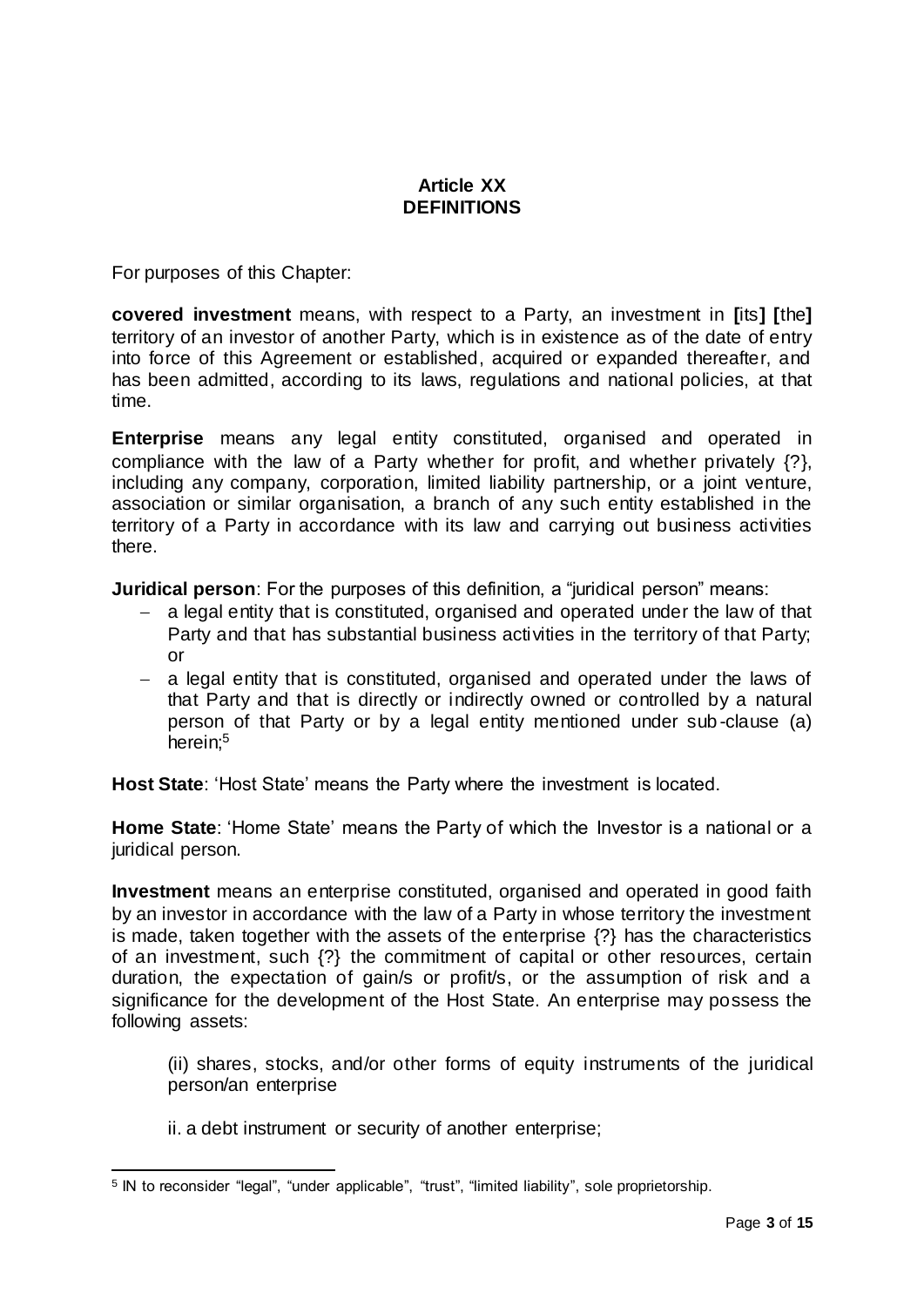**Article XX**
**DEFINITIONS**

For purposes of this Chapter:

**covered investment** means, with respect to a Party, an investment in **[**its**] [**the**]** territory of an investor of another Party, which is in existence as of the date of entry into force of this Agreement or established, acquired or expanded thereafter, and has been admitted, according to its laws, regulations and national policies, at that time.

**Enterprise** means any legal entity constituted, organised and operated in compliance with the law of a Party whether for profit, and whether privately {?}, including any company, corporation, limited liability partnership, or a joint venture, association or similar organisation, a branch of any such entity established in the territory of a Party in accordance with its law and carrying out business activities there.

**Juridical person**: For the purposes of this definition, a "juridical person" means:

- a legal entity that is constituted, organised and operated under the law of that Party and that has substantial business activities in the territory of that Party; or
- a legal entity that is constituted, organised and operated under the laws of that Party and that is directly or indirectly owned or controlled by a natural person of that Party or by a legal entity mentioned under sub-clause (a) herein;[5]

**Host State**: 'Host State' means the Party where the investment is located.

**Home State**: 'Home State' means the Party of which the Investor is a national or a juridical person.

**Investment** means an enterprise constituted, organised and operated in good faith by an investor in accordance with the law of a Party in whose territory the investment is made, taken together with the assets of the enterprise {?} has the characteristics of an investment, such {?} the commitment of capital or other resources, certain duration, the expectation of gain/s or profit/s, or the assumption of risk and a significance for the development of the Host State. An enterprise may possess the following assets:

(ii) shares, stocks, and/or other forms of equity instruments of the juridical person/an enterprise

ii. a debt instrument or security of another enterprise;

[5] IN to reconsider "legal", "under applicable", "trust", "limited liability", sole proprietorship.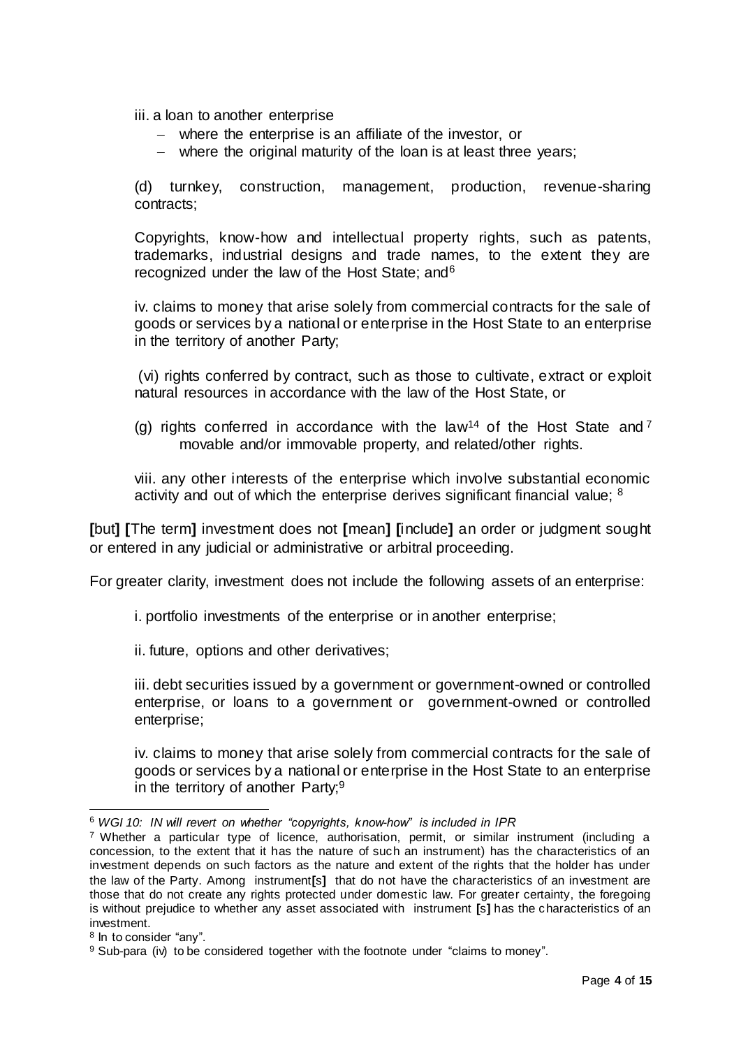iii. a loan to another enterprise

- where the enterprise is an affiliate of the investor, or
- where the original maturity of the loan is at least three years;

(d) turnkey, construction, management, production, revenue-sharing contracts;

Copyrights, know-how and intellectual property rights, such as patents, trademarks, industrial designs and trade names, to the extent they are recognized under the law of the Host State; and[6]

iv. claims to money that arise solely from commercial contracts for the sale of goods or services by a national or enterprise in the Host State to an enterprise in the territory of another Party;

(vi) rights conferred by contract, such as those to cultivate, extract or exploit natural resources in accordance with the law of the Host State, or

(g) rights conferred in accordance with the law[14] of the Host State and[7] movable and/or immovable property, and related/other rights.

viii. any other interests of the enterprise which involve substantial economic activity and out of which the enterprise derives significant financial value; [8]

**[**but**]** **[**The term**]** investment does not **[**mean**]** **[**include**]** an order or judgment sought or entered in any judicial or administrative or arbitral proceeding.

For greater clarity, investment does not include the following assets of an enterprise:

i. portfolio investments of the enterprise or in another enterprise;

ii. future, options and other derivatives;

iii. debt securities issued by a government or government-owned or controlled enterprise, or loans to a government or government-owned or controlled enterprise;

iv. claims to money that arise solely from commercial contracts for the sale of goods or services by a national or enterprise in the Host State to an enterprise in the territory of another Party;[9]

---

[6] *WGI 10: IN will revert on whether "copyrights, know-how" is included in IPR*

[7] Whether a particular type of licence, authorisation, permit, or similar instrument (including a concession, to the extent that it has the nature of such an instrument) has the characteristics of an investment depends on such factors as the nature and extent of the rights that the holder has under the law of the Party. Among instrument**[**s**]** that do not have the characteristics of an investment are those that do not create any rights protected under domestic law. For greater certainty, the foregoing is without prejudice to whether any asset associated with instrument **[**s**]** has the characteristics of an investment.

[8] In to consider "any".

[9] Sub-para (iv) to be considered together with the footnote under "claims to money".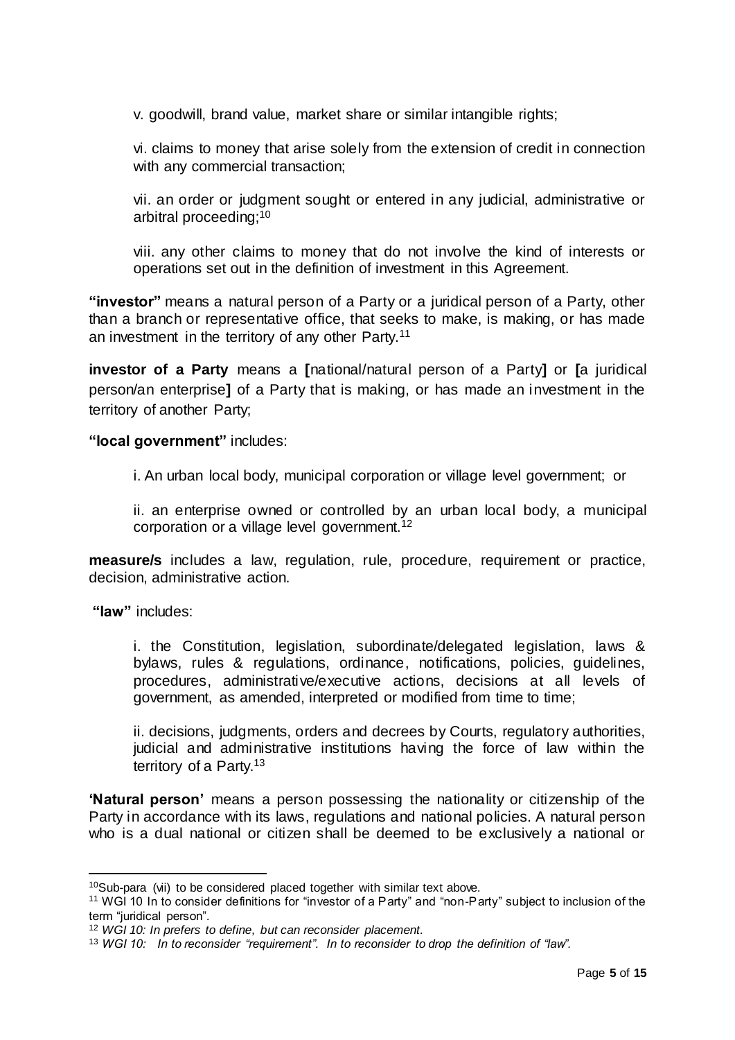v. goodwill, brand value, market share or similar intangible rights;

vi. claims to money that arise solely from the extension of credit in connection with any commercial transaction;

vii. an order or judgment sought or entered in any judicial, administrative or arbitral proceeding;[10]

viii. any other claims to money that do not involve the kind of interests or operations set out in the definition of investment in this Agreement.

**"investor"** means a natural person of a Party or a juridical person of a Party, other than a branch or representative office, that seeks to make, is making, or has made an investment in the territory of any other Party.[11]

**investor of a Party** means a **[**national/natural person of a Party**]** or **[**a juridical person/an enterprise**]** of a Party that is making, or has made an investment in the territory of another Party;

**"local government"** includes:

i. An urban local body, municipal corporation or village level government; or

ii. an enterprise owned or controlled by an urban local body, a municipal corporation or a village level government.[12]

**measure/s** includes a law, regulation, rule, procedure, requirement or practice, decision, administrative action.

**"law"** includes:

i. the Constitution, legislation, subordinate/delegated legislation, laws & bylaws, rules & regulations, ordinance, notifications, policies, guidelines, procedures, administrative/executive actions, decisions at all levels of government, as amended, interpreted or modified from time to time;

ii. decisions, judgments, orders and decrees by Courts, regulatory authorities, judicial and administrative institutions having the force of law within the territory of a Party.[13]

**'Natural person'** means a person possessing the nationality or citizenship of the Party in accordance with its laws, regulations and national policies. A natural person who is a dual national or citizen shall be deemed to be exclusively a national or

---

[10] Sub-para (vii) to be considered placed together with similar text above.

[11] WGI 10 In to consider definitions for "investor of a Party" and "non-Party" subject to inclusion of the term "juridical person".

[12] *WGI 10: In prefers to define, but can reconsider placement.*

[13] *WGI 10: In to reconsider "requirement". In to reconsider to drop the definition of "law".*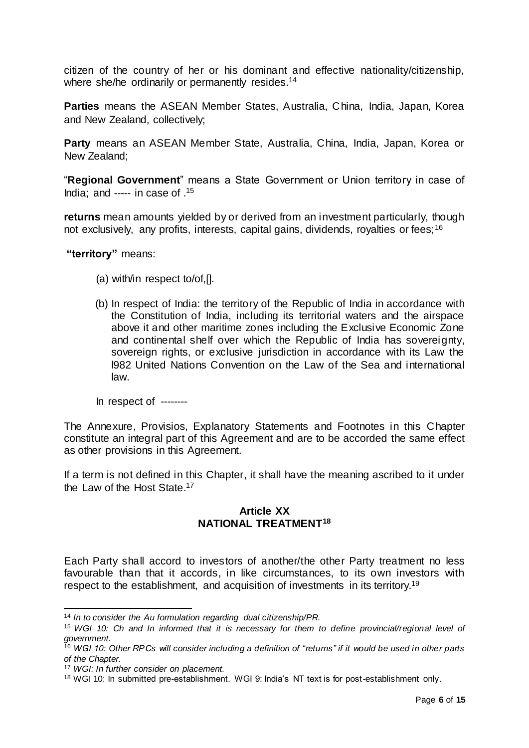citizen of the country of her or his dominant and effective nationality/citizenship, where she/he ordinarily or permanently resides.[14]

**Parties** means the ASEAN Member States, Australia, China, India, Japan, Korea and New Zealand, collectively;

**Party** means an ASEAN Member State, Australia, China, India, Japan, Korea or New Zealand;

"**Regional Government**" means a State Government or Union territory in case of India; and ----- in case of .[15]

**returns** mean amounts yielded by or derived from an investment particularly, though not exclusively, any profits, interests, capital gains, dividends, royalties or fees;[16]

**"territory"** means:

(a) with/in respect to/of,[].

(b) In respect of India: the territory of the Republic of India in accordance with the Constitution of India, including its territorial waters and the airspace above it and other maritime zones including the Exclusive Economic Zone and continental shelf over which the Republic of India has sovereignty, sovereign rights, or exclusive jurisdiction in accordance with its Law the l982 United Nations Convention on the Law of the Sea and international law.

In respect of --------

The Annexure, Provisios, Explanatory Statements and Footnotes in this Chapter constitute an integral part of this Agreement and are to be accorded the same effect as other provisions in this Agreement.

If a term is not defined in this Chapter, it shall have the meaning ascribed to it under the Law of the Host State.[17]

## Article XX
## NATIONAL TREATMENT[18]

Each Party shall accord to investors of another/the other Party treatment no less favourable than that it accords, in like circumstances, to its own investors with respect to the establishment, and acquisition of investments in its territory.[19]

---

[14] *In to consider the Au formulation regarding dual citizenship/PR.*

[15] *WGI 10: Ch and In informed that it is necessary for them to define provincial/regional level of government.*

[16] *WGI 10: Other RPCs will consider including a definition of "returns" if it would be used in other parts of the Chapter.*

[17] *WGI: In further consider on placement.*

[18] WGI 10: In submitted pre-establishment. WGI 9: India's NT text is for post-establishment only.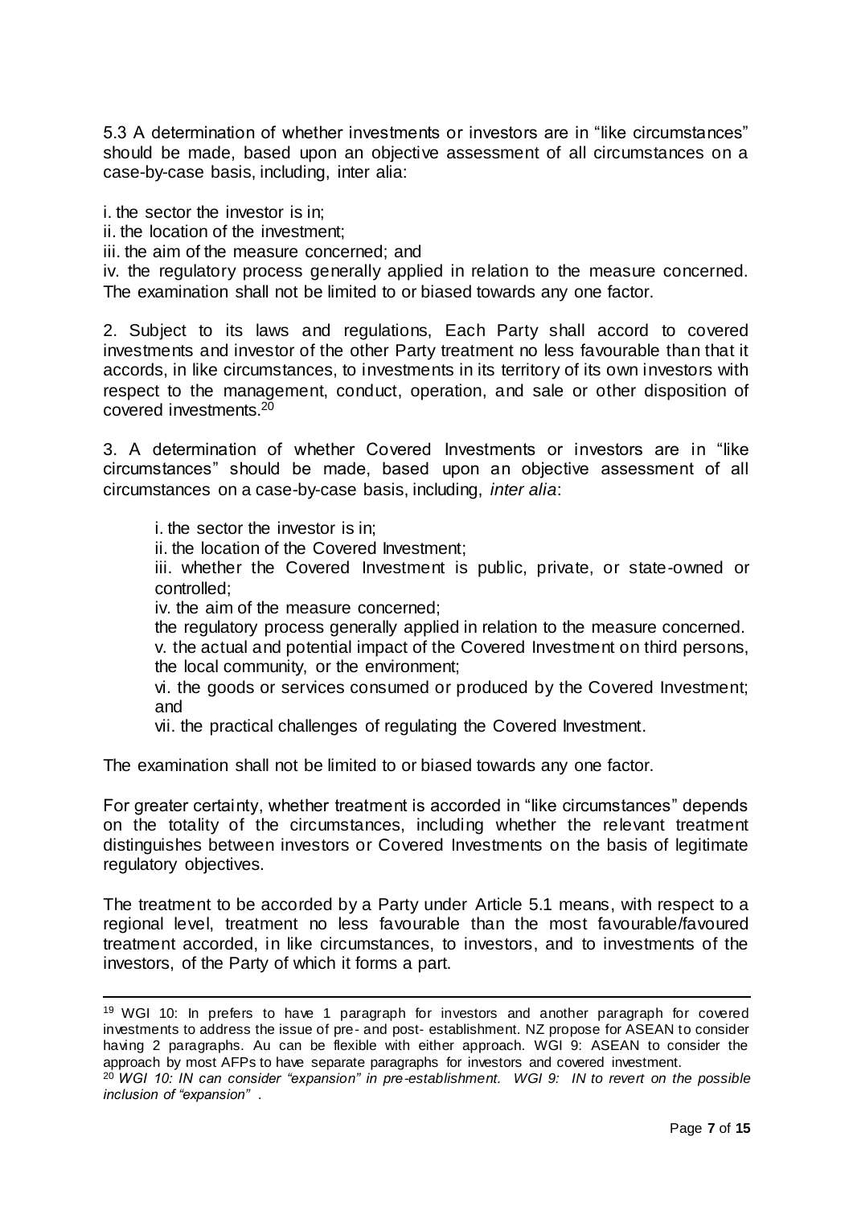5.3 A determination of whether investments or investors are in "like circumstances" should be made, based upon an objective assessment of all circumstances on a case-by-case basis, including, inter alia:

i. the sector the investor is in;
ii. the location of the investment;
iii. the aim of the measure concerned; and
iv. the regulatory process generally applied in relation to the measure concerned. The examination shall not be limited to or biased towards any one factor.

2. Subject to its laws and regulations, Each Party shall accord to covered investments and investor of the other Party treatment no less favourable than that it accords, in like circumstances, to investments in its territory of its own investors with respect to the management, conduct, operation, and sale or other disposition of covered investments.[20]

3. A determination of whether Covered Investments or investors are in "like circumstances" should be made, based upon an objective assessment of all circumstances on a case-by-case basis, including, *inter alia*:

> i. the sector the investor is in;
> ii. the location of the Covered Investment;
> iii. whether the Covered Investment is public, private, or state-owned or controlled;
> iv. the aim of the measure concerned;
> the regulatory process generally applied in relation to the measure concerned.
> v. the actual and potential impact of the Covered Investment on third persons, the local community, or the environment;
> vi. the goods or services consumed or produced by the Covered Investment; and
> vii. the practical challenges of regulating the Covered Investment.

The examination shall not be limited to or biased towards any one factor.

For greater certainty, whether treatment is accorded in "like circumstances" depends on the totality of the circumstances, including whether the relevant treatment distinguishes between investors or Covered Investments on the basis of legitimate regulatory objectives.

The treatment to be accorded by a Party under Article 5.1 means, with respect to a regional level, treatment no less favourable than the most favourable/favoured treatment accorded, in like circumstances, to investors, and to investments of the investors, of the Party of which it forms a part.

---

[19] WGI 10: In prefers to have 1 paragraph for investors and another paragraph for covered investments to address the issue of pre- and post- establishment. NZ propose for ASEAN to consider having 2 paragraphs. Au can be flexible with either approach. WGI 9: ASEAN to consider the approach by most AFPs to have separate paragraphs for investors and covered investment.

[20] *WGI 10: IN can consider "expansion" in pre-establishment. WGI 9: IN to revert on the possible inclusion of "expansion" .*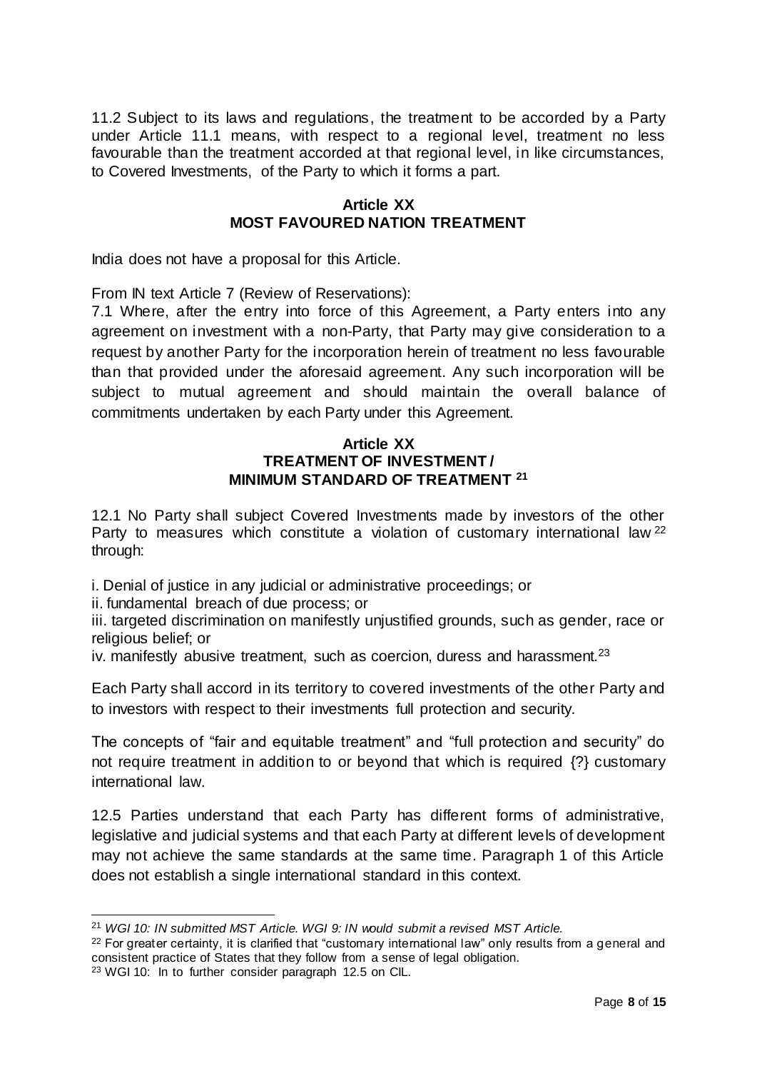11.2 Subject to its laws and regulations, the treatment to be accorded by a Party under Article 11.1 means, with respect to a regional level, treatment no less favourable than the treatment accorded at that regional level, in like circumstances, to Covered Investments, of the Party to which it forms a part.

### Article XX
### MOST FAVOURED NATION TREATMENT

India does not have a proposal for this Article.

From IN text Article 7 (Review of Reservations):

7.1 Where, after the entry into force of this Agreement, a Party enters into any agreement on investment with a non-Party, that Party may give consideration to a request by another Party for the incorporation herein of treatment no less favourable than that provided under the aforesaid agreement. Any such incorporation will be subject to mutual agreement and should maintain the overall balance of commitments undertaken by each Party under this Agreement.

### Article XX
### TREATMENT OF INVESTMENT / MINIMUM STANDARD OF TREATMENT [21]

12.1 No Party shall subject Covered Investments made by investors of the other Party to measures which constitute a violation of customary international law [22] through:

i. Denial of justice in any judicial or administrative proceedings; or

ii. fundamental breach of due process; or

iii. targeted discrimination on manifestly unjustified grounds, such as gender, race or religious belief; or

iv. manifestly abusive treatment, such as coercion, duress and harassment.[23]

Each Party shall accord in its territory to covered investments of the other Party and to investors with respect to their investments full protection and security.

The concepts of "fair and equitable treatment" and "full protection and security" do not require treatment in addition to or beyond that which is required {?} customary international law.

12.5 Parties understand that each Party has different forms of administrative, legislative and judicial systems and that each Party at different levels of development may not achieve the same standards at the same time. Paragraph 1 of this Article does not establish a single international standard in this context.

---

[21] *WGI 10: IN submitted MST Article. WGI 9: IN would submit a revised MST Article.*

[22] For greater certainty, it is clarified that "customary international law" only results from a general and consistent practice of States that they follow from a sense of legal obligation.

[23] WGI 10: In to further consider paragraph 12.5 on CIL.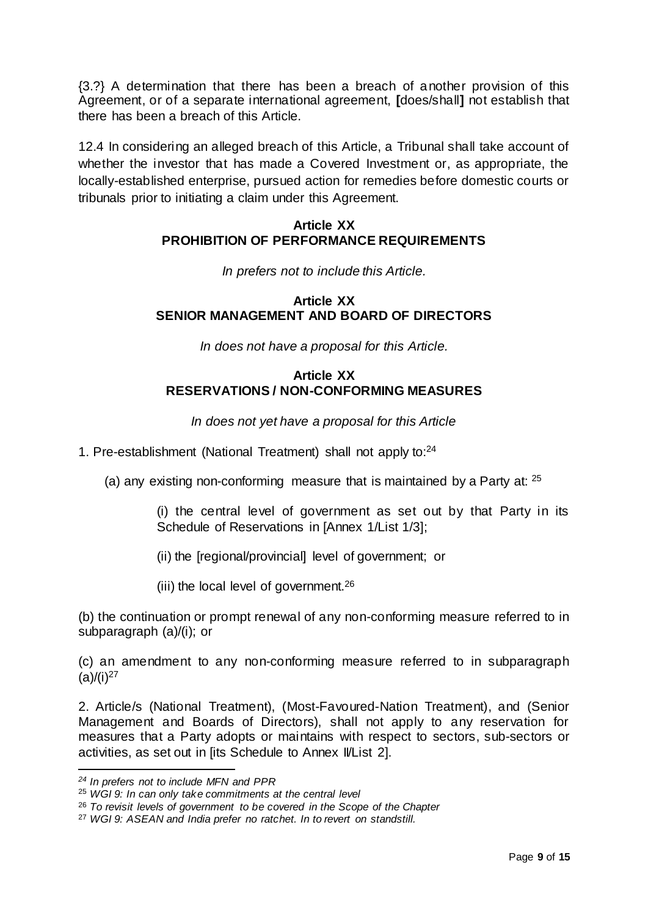{3.?} A determination that there has been a breach of another provision of this Agreement, or of a separate international agreement, **[**does/shall**]** not establish that there has been a breach of this Article.

12.4 In considering an alleged breach of this Article, a Tribunal shall take account of whether the investor that has made a Covered Investment or, as appropriate, the locally-established enterprise, pursued action for remedies before domestic courts or tribunals prior to initiating a claim under this Agreement.

**Article XX**
**PROHIBITION OF PERFORMANCE REQUIREMENTS**

*In prefers not to include this Article.*

**Article XX**
**SENIOR MANAGEMENT AND BOARD OF DIRECTORS**

*In does not have a proposal for this Article.*

**Article XX**
**RESERVATIONS / NON-CONFORMING MEASURES**

*In does not yet have a proposal for this Article*

1. Pre-establishment (National Treatment) shall not apply to:[24]

   (a) any existing non-conforming measure that is maintained by a Party at: [25]

      (i) the central level of government as set out by that Party in its Schedule of Reservations in [Annex 1/List 1/3];

      (ii) the [regional/provincial] level of government; or

      (iii) the local level of government.[26]

(b) the continuation or prompt renewal of any non-conforming measure referred to in subparagraph (a)/(i); or

(c) an amendment to any non-conforming measure referred to in subparagraph (a)/(i)[27]

2. Article/s (National Treatment), (Most-Favoured-Nation Treatment), and (Senior Management and Boards of Directors), shall not apply to any reservation for measures that a Party adopts or maintains with respect to sectors, sub-sectors or activities, as set out in [its Schedule to Annex II/List 2].

---

[24] *In prefers not to include MFN and PPR*

[25] *WGI 9: In can only take commitments at the central level*

[26] *To revisit levels of government to be covered in the Scope of the Chapter*

[27] *WGI 9: ASEAN and India prefer no ratchet. In to revert on standstill.*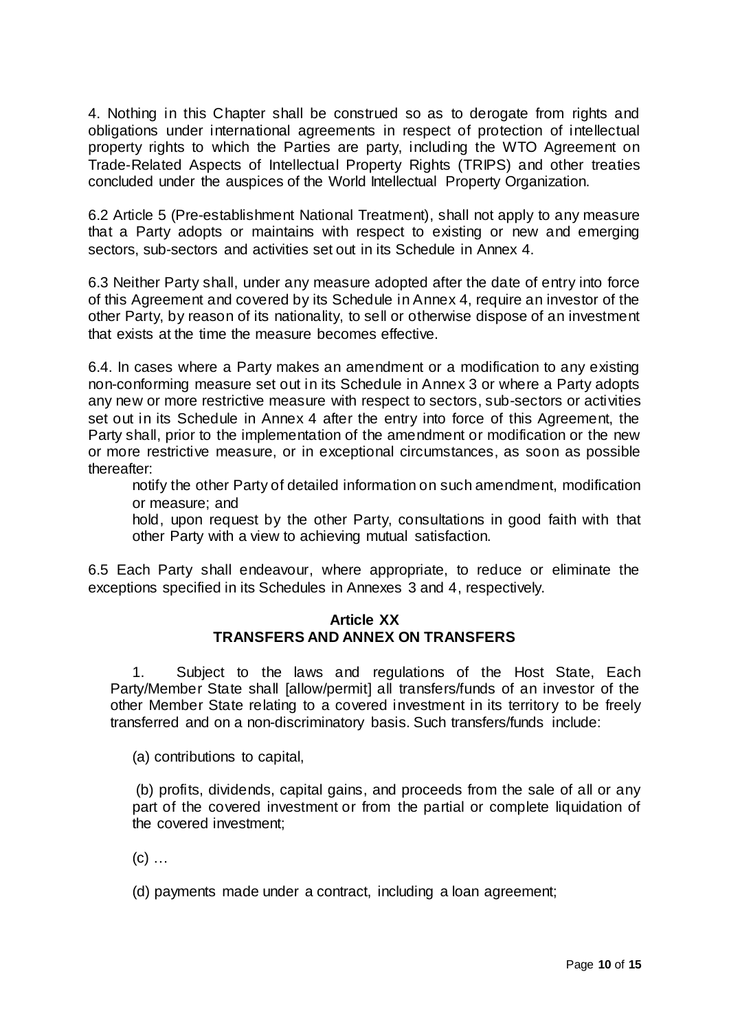4. Nothing in this Chapter shall be construed so as to derogate from rights and obligations under international agreements in respect of protection of intellectual property rights to which the Parties are party, including the WTO Agreement on Trade-Related Aspects of Intellectual Property Rights (TRIPS) and other treaties concluded under the auspices of the World Intellectual Property Organization.

6.2 Article 5 (Pre-establishment National Treatment), shall not apply to any measure that a Party adopts or maintains with respect to existing or new and emerging sectors, sub-sectors and activities set out in its Schedule in Annex 4.

6.3 Neither Party shall, under any measure adopted after the date of entry into force of this Agreement and covered by its Schedule in Annex 4, require an investor of the other Party, by reason of its nationality, to sell or otherwise dispose of an investment that exists at the time the measure becomes effective.

6.4. In cases where a Party makes an amendment or a modification to any existing non-conforming measure set out in its Schedule in Annex 3 or where a Party adopts any new or more restrictive measure with respect to sectors, sub-sectors or activities set out in its Schedule in Annex 4 after the entry into force of this Agreement, the Party shall, prior to the implementation of the amendment or modification or the new or more restrictive measure, or in exceptional circumstances, as soon as possible thereafter:

notify the other Party of detailed information on such amendment, modification or measure; and

hold, upon request by the other Party, consultations in good faith with that other Party with a view to achieving mutual satisfaction.

6.5 Each Party shall endeavour, where appropriate, to reduce or eliminate the exceptions specified in its Schedules in Annexes 3 and 4, respectively.

## Article XX
## TRANSFERS AND ANNEX ON TRANSFERS

1. Subject to the laws and regulations of the Host State, Each Party/Member State shall [allow/permit] all transfers/funds of an investor of the other Member State relating to a covered investment in its territory to be freely transferred and on a non-discriminatory basis. Such transfers/funds include:

(a) contributions to capital,

(b) profits, dividends, capital gains, and proceeds from the sale of all or any part of the covered investment or from the partial or complete liquidation of the covered investment;

(c) …

(d) payments made under a contract, including a loan agreement;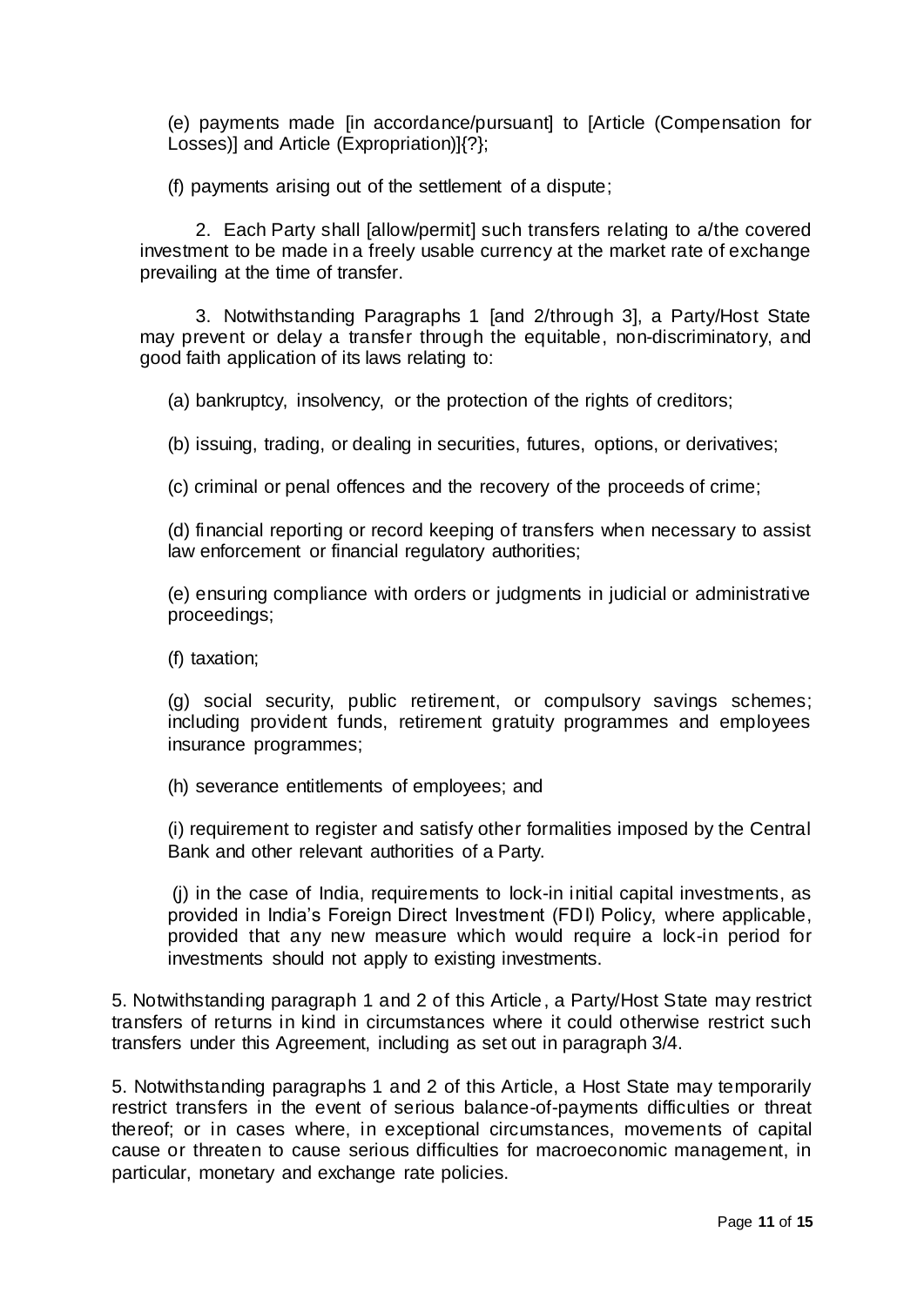(e) payments made [in accordance/pursuant] to [Article (Compensation for Losses)] and Article (Expropriation)]{?};

(f) payments arising out of the settlement of a dispute;

2. Each Party shall [allow/permit] such transfers relating to a/the covered investment to be made in a freely usable currency at the market rate of exchange prevailing at the time of transfer.

3. Notwithstanding Paragraphs 1 [and 2/through 3], a Party/Host State may prevent or delay a transfer through the equitable, non-discriminatory, and good faith application of its laws relating to:

(a) bankruptcy, insolvency, or the protection of the rights of creditors;

(b) issuing, trading, or dealing in securities, futures, options, or derivatives;

(c) criminal or penal offences and the recovery of the proceeds of crime;

(d) financial reporting or record keeping of transfers when necessary to assist law enforcement or financial regulatory authorities;

(e) ensuring compliance with orders or judgments in judicial or administrative proceedings;

(f) taxation;

(g) social security, public retirement, or compulsory savings schemes; including provident funds, retirement gratuity programmes and employees insurance programmes;

(h) severance entitlements of employees; and

(i) requirement to register and satisfy other formalities imposed by the Central Bank and other relevant authorities of a Party.

(j) in the case of India, requirements to lock-in initial capital investments, as provided in India's Foreign Direct Investment (FDI) Policy, where applicable, provided that any new measure which would require a lock-in period for investments should not apply to existing investments.

5. Notwithstanding paragraph 1 and 2 of this Article, a Party/Host State may restrict transfers of returns in kind in circumstances where it could otherwise restrict such transfers under this Agreement, including as set out in paragraph 3/4.

5. Notwithstanding paragraphs 1 and 2 of this Article, a Host State may temporarily restrict transfers in the event of serious balance-of-payments difficulties or threat thereof; or in cases where, in exceptional circumstances, movements of capital cause or threaten to cause serious difficulties for macroeconomic management, in particular, monetary and exchange rate policies.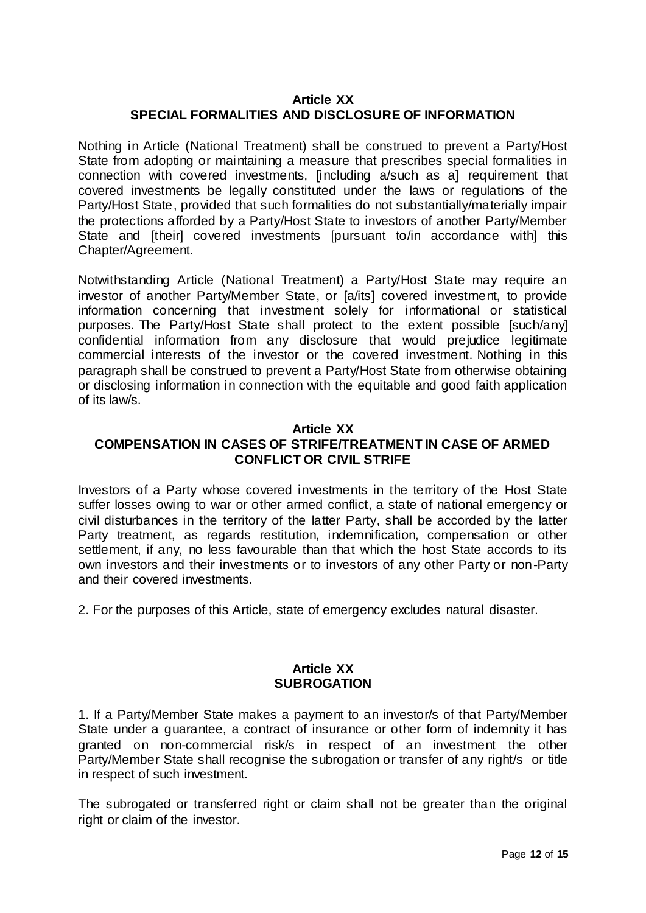## Article XX
## SPECIAL FORMALITIES AND DISCLOSURE OF INFORMATION

Nothing in Article (National Treatment) shall be construed to prevent a Party/Host State from adopting or maintaining a measure that prescribes special formalities in connection with covered investments, [including a/such as a] requirement that covered investments be legally constituted under the laws or regulations of the Party/Host State, provided that such formalities do not substantially/materially impair the protections afforded by a Party/Host State to investors of another Party/Member State and [their] covered investments [pursuant to/in accordance with] this Chapter/Agreement.

Notwithstanding Article (National Treatment) a Party/Host State may require an investor of another Party/Member State, or [a/its] covered investment, to provide information concerning that investment solely for informational or statistical purposes. The Party/Host State shall protect to the extent possible [such/any] confidential information from any disclosure that would prejudice legitimate commercial interests of the investor or the covered investment. Nothing in this paragraph shall be construed to prevent a Party/Host State from otherwise obtaining or disclosing information in connection with the equitable and good faith application of its law/s.

## Article XX
## COMPENSATION IN CASES OF STRIFE/TREATMENT IN CASE OF ARMED CONFLICT OR CIVIL STRIFE

Investors of a Party whose covered investments in the territory of the Host State suffer losses owing to war or other armed conflict, a state of national emergency or civil disturbances in the territory of the latter Party, shall be accorded by the latter Party treatment, as regards restitution, indemnification, compensation or other settlement, if any, no less favourable than that which the host State accords to its own investors and their investments or to investors of any other Party or non-Party and their covered investments.

2. For the purposes of this Article, state of emergency excludes natural disaster.

## Article XX
## SUBROGATION

1. If a Party/Member State makes a payment to an investor/s of that Party/Member State under a guarantee, a contract of insurance or other form of indemnity it has granted on non-commercial risk/s in respect of an investment the other Party/Member State shall recognise the subrogation or transfer of any right/s or title in respect of such investment.

The subrogated or transferred right or claim shall not be greater than the original right or claim of the investor.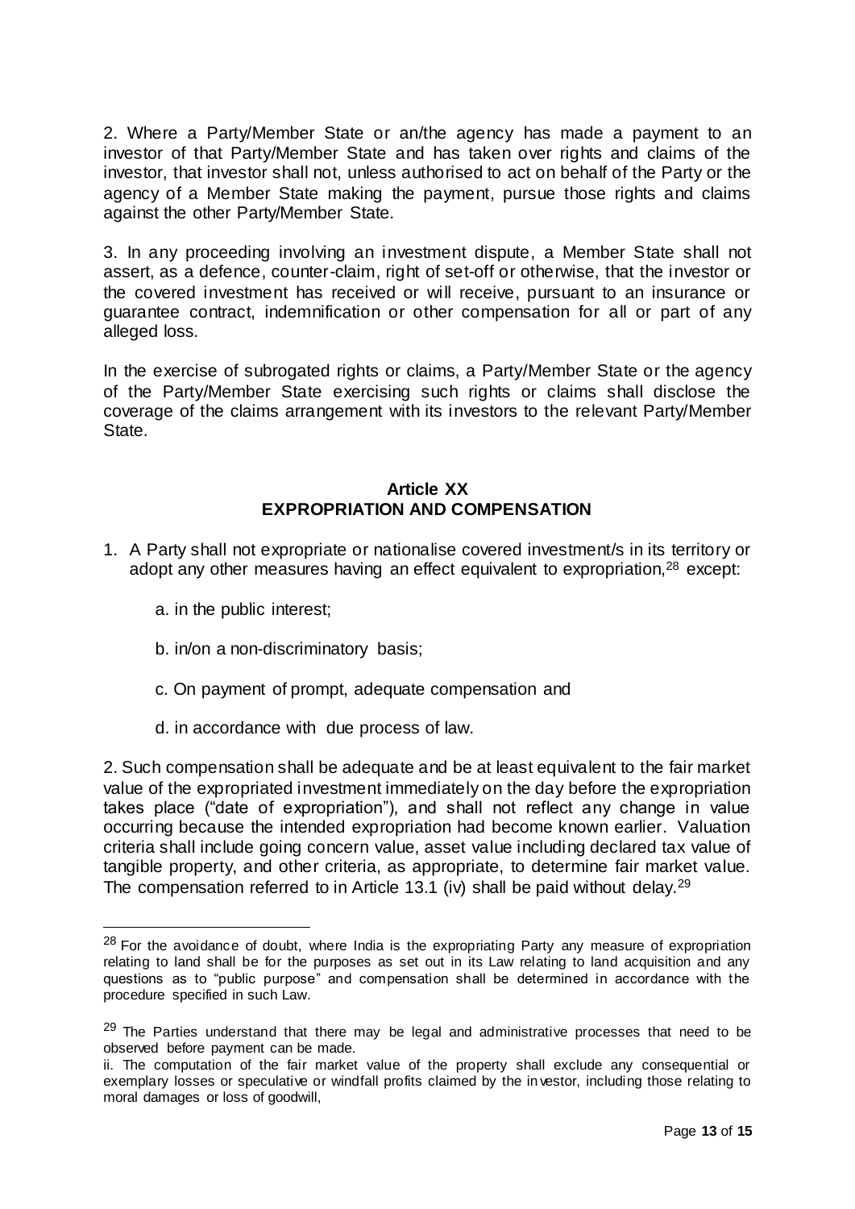2. Where a Party/Member State or an/the agency has made a payment to an investor of that Party/Member State and has taken over rights and claims of the investor, that investor shall not, unless authorised to act on behalf of the Party or the agency of a Member State making the payment, pursue those rights and claims against the other Party/Member State.

3. In any proceeding involving an investment dispute, a Member State shall not assert, as a defence, counter-claim, right of set-off or otherwise, that the investor or the covered investment has received or will receive, pursuant to an insurance or guarantee contract, indemnification or other compensation for all or part of any alleged loss.

In the exercise of subrogated rights or claims, a Party/Member State or the agency of the Party/Member State exercising such rights or claims shall disclose the coverage of the claims arrangement with its investors to the relevant Party/Member State.

## Article XX
## EXPROPRIATION AND COMPENSATION

1. A Party shall not expropriate or nationalise covered investment/s in its territory or adopt any other measures having an effect equivalent to expropriation,[28] except:

   a. in the public interest;

   b. in/on a non-discriminatory basis;

   c. On payment of prompt, adequate compensation and

   d. in accordance with due process of law.

2. Such compensation shall be adequate and be at least equivalent to the fair market value of the expropriated investment immediately on the day before the expropriation takes place ("date of expropriation"), and shall not reflect any change in value occurring because the intended expropriation had become known earlier. Valuation criteria shall include going concern value, asset value including declared tax value of tangible property, and other criteria, as appropriate, to determine fair market value. The compensation referred to in Article 13.1 (iv) shall be paid without delay.[29]

---

[28] For the avoidance of doubt, where India is the expropriating Party any measure of expropriation relating to land shall be for the purposes as set out in its Law relating to land acquisition and any questions as to "public purpose" and compensation shall be determined in accordance with the procedure specified in such Law.

[29] The Parties understand that there may be legal and administrative processes that need to be observed before payment can be made.

ii. The computation of the fair market value of the property shall exclude any consequential or exemplary losses or speculative or windfall profits claimed by the investor, including those relating to moral damages or loss of goodwill,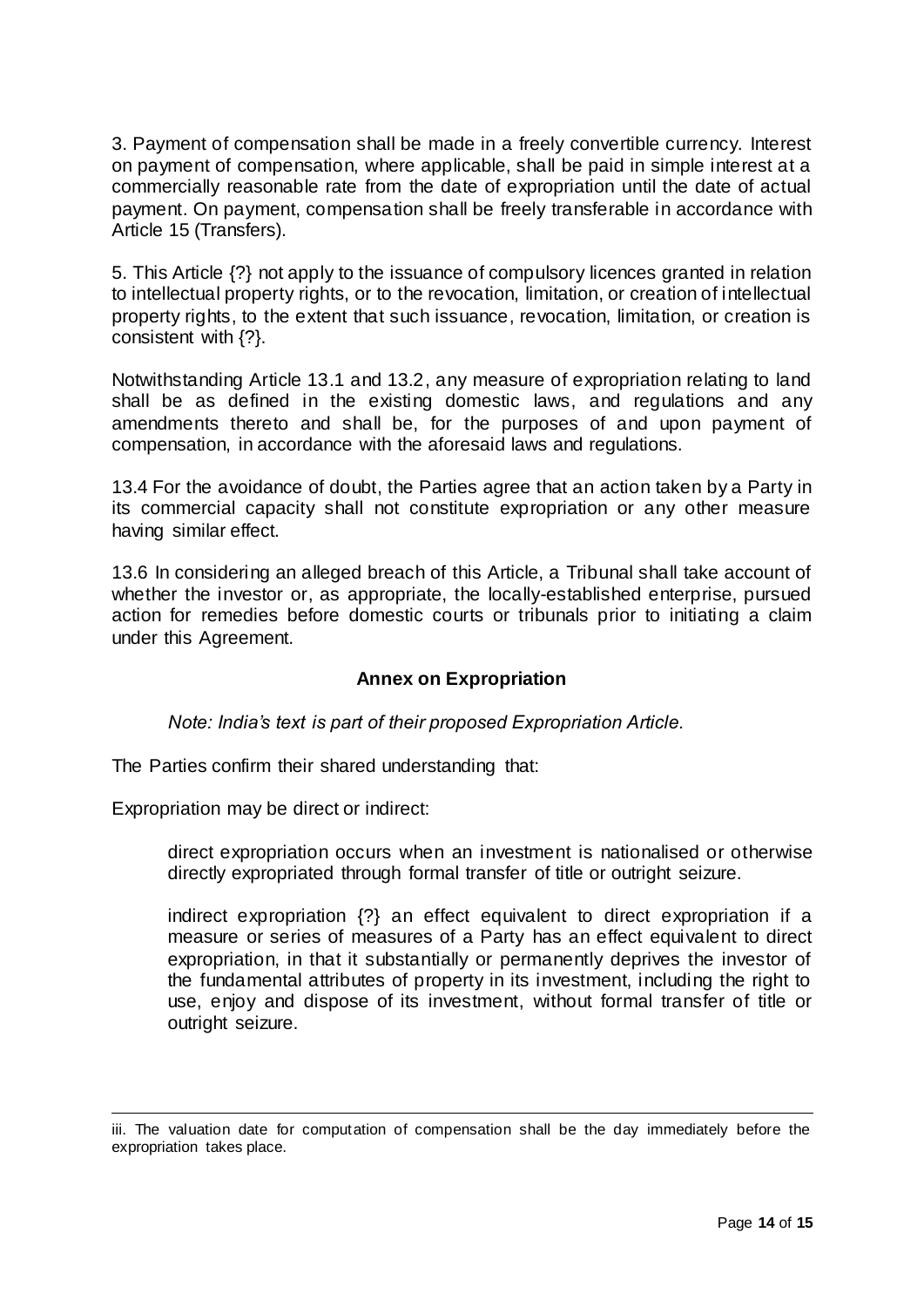3. Payment of compensation shall be made in a freely convertible currency. Interest on payment of compensation, where applicable, shall be paid in simple interest at a commercially reasonable rate from the date of expropriation until the date of actual payment. On payment, compensation shall be freely transferable in accordance with Article 15 (Transfers).

5. This Article {?} not apply to the issuance of compulsory licences granted in relation to intellectual property rights, or to the revocation, limitation, or creation of intellectual property rights, to the extent that such issuance, revocation, limitation, or creation is consistent with {?}.

Notwithstanding Article 13.1 and 13.2, any measure of expropriation relating to land shall be as defined in the existing domestic laws, and regulations and any amendments thereto and shall be, for the purposes of and upon payment of compensation, in accordance with the aforesaid laws and regulations.

13.4 For the avoidance of doubt, the Parties agree that an action taken by a Party in its commercial capacity shall not constitute expropriation or any other measure having similar effect.

13.6 In considering an alleged breach of this Article, a Tribunal shall take account of whether the investor or, as appropriate, the locally-established enterprise, pursued action for remedies before domestic courts or tribunals prior to initiating a claim under this Agreement.

### Annex on Expropriation

*Note: India's text is part of their proposed Expropriation Article.*

The Parties confirm their shared understanding that:

Expropriation may be direct or indirect:

> direct expropriation occurs when an investment is nationalised or otherwise directly expropriated through formal transfer of title or outright seizure.
>
> indirect expropriation {?} an effect equivalent to direct expropriation if a measure or series of measures of a Party has an effect equivalent to direct expropriation, in that it substantially or permanently deprives the investor of the fundamental attributes of property in its investment, including the right to use, enjoy and dispose of its investment, without formal transfer of title or outright seizure.

---

iii. The valuation date for computation of compensation shall be the day immediately before the expropriation takes place.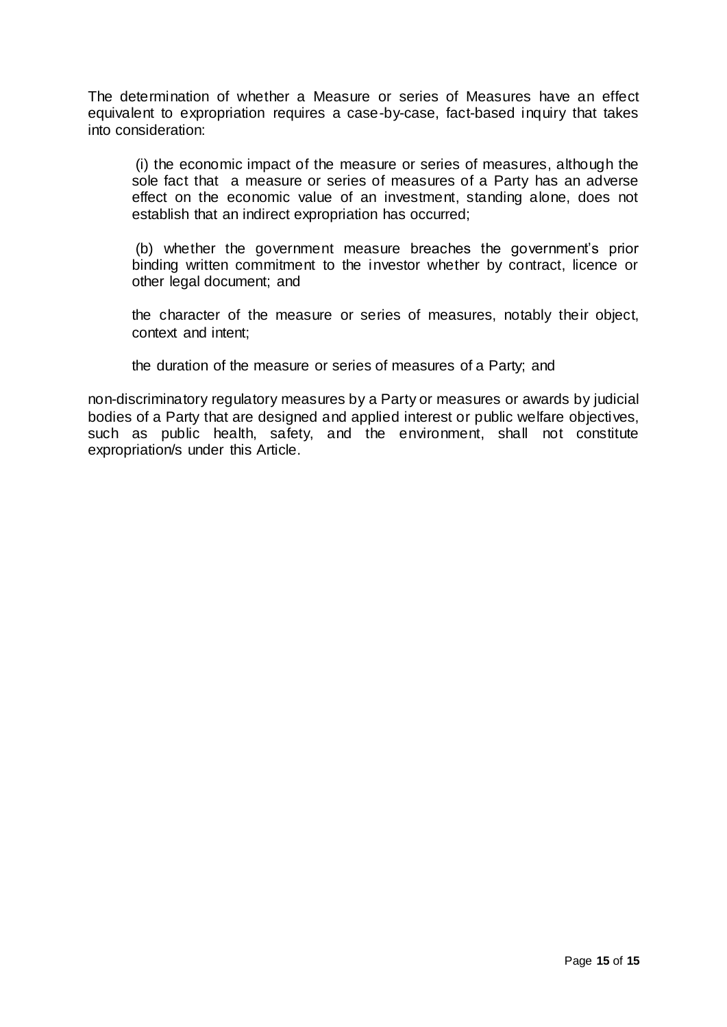The determination of whether a Measure or series of Measures have an effect equivalent to expropriation requires a case-by-case, fact-based inquiry that takes into consideration:

(i) the economic impact of the measure or series of measures, although the sole fact that a measure or series of measures of a Party has an adverse effect on the economic value of an investment, standing alone, does not establish that an indirect expropriation has occurred;

(b) whether the government measure breaches the government's prior binding written commitment to the investor whether by contract, licence or other legal document; and

the character of the measure or series of measures, notably their object, context and intent;

the duration of the measure or series of measures of a Party; and

non-discriminatory regulatory measures by a Party or measures or awards by judicial bodies of a Party that are designed and applied interest or public welfare objectives, such as public health, safety, and the environment, shall not constitute expropriation/s under this Article.